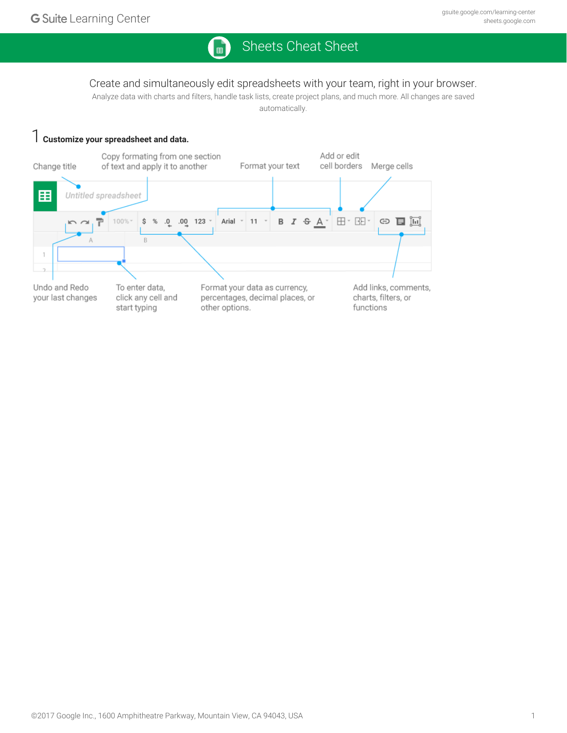G Suite Learning Center

gsuite.google.com/learning-center
sheets.google.com

# Sheets Cheat Sheet

Create and simultaneously edit spreadsheets with your team, right in your browser.

Analyze data with charts and filters, handle task lists, create project plans, and much more. All changes are saved automatically.

## 1 Customize your spreadsheet and data.

Change title

Copy formating from one section of text and apply it to another

Format your text

Add or edit cell borders

Merge cells

Untitled spreadsheet

Undo and Redo your last changes

To enter data, click any cell and start typing

Format your data as currency, percentages, decimal places, or other options.

Add links, comments, charts, filters, or functions

©2017 Google Inc., 1600 Amphitheatre Parkway, Mountain View, CA 94043, USA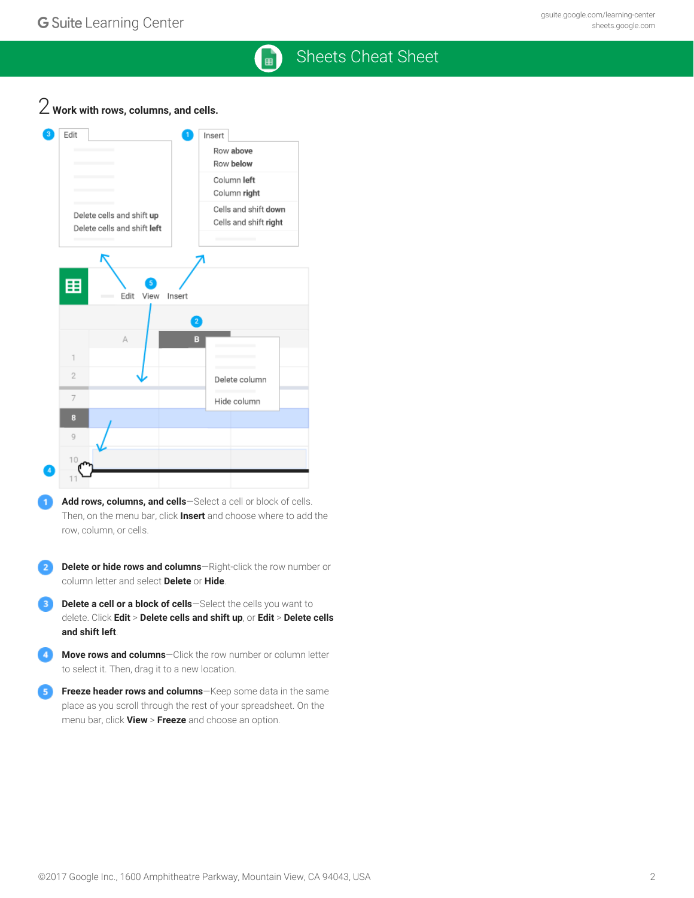## 2 Work with rows, columns, and cells.

1. **Add rows, columns, and cells**—Select a cell or block of cells. Then, on the menu bar, click **Insert** and choose where to add the row, column, or cells.

2. **Delete or hide rows and columns**—Right-click the row number or column letter and select **Delete** or **Hide**.

3. **Delete a cell or a block of cells**—Select the cells you want to delete. Click **Edit** > **Delete cells and shift up**, or **Edit** > **Delete cells and shift left**.

4. **Move rows and columns**—Click the row number or column letter to select it. Then, drag it to a new location.

5. **Freeze header rows and columns**—Keep some data in the same place as you scroll through the rest of your spreadsheet. On the menu bar, click **View** > **Freeze** and choose an option.

©2017 Google Inc., 1600 Amphitheatre Parkway, Mountain View, CA 94043, USA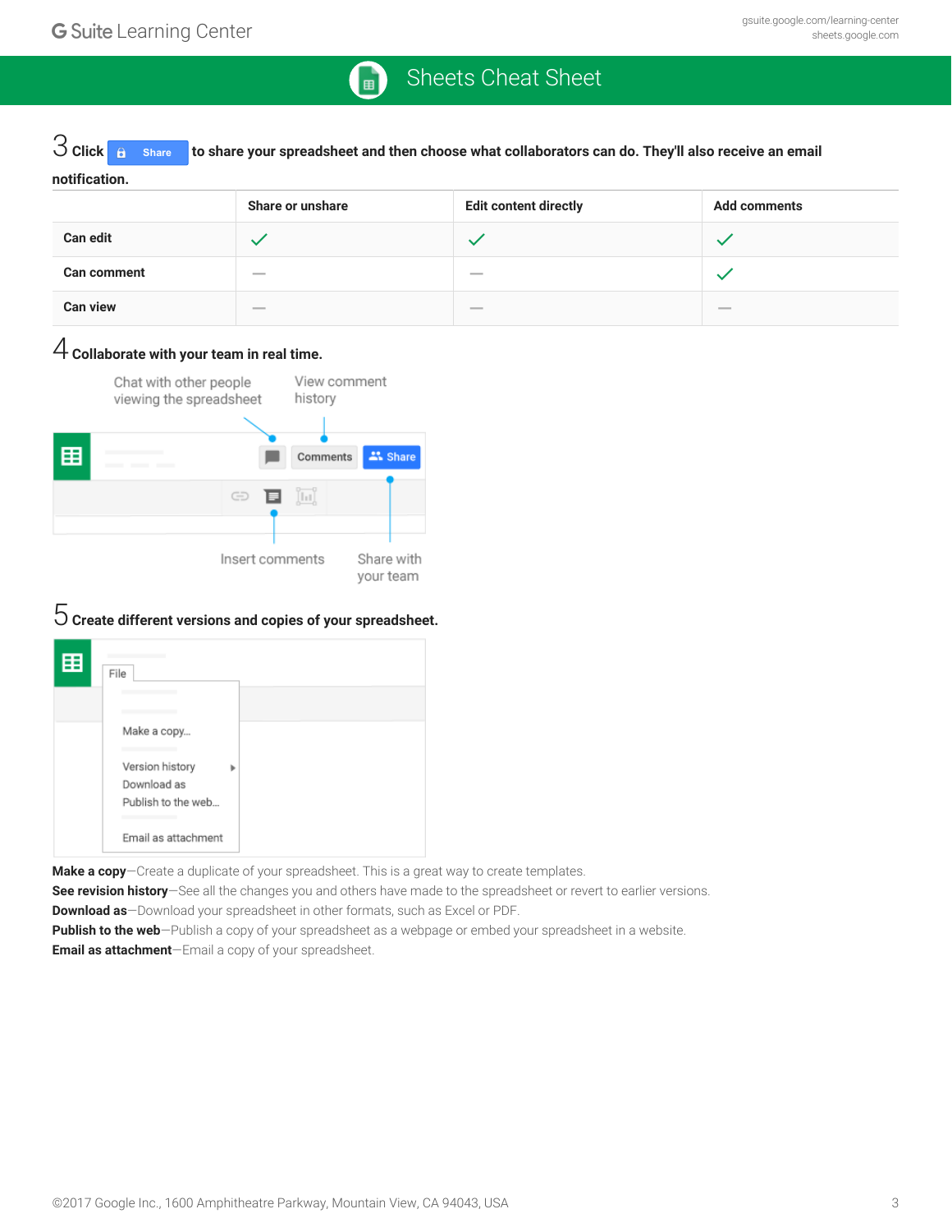## 3 Click Share to share your spreadsheet and then choose what collaborators can do. They'll also receive an email notification.

| | Share or unshare | Edit content directly | Add comments |
|---|---|---|---|
| **Can edit** | ✓ | ✓ | ✓ |
| **Can comment** | — | — | ✓ |
| **Can view** | — | — | — |

## 4 Collaborate with your team in real time.

Chat with other people viewing the spreadsheet

View comment history

Insert comments

Share with your team

## 5 Create different versions and copies of your spreadsheet.

File

Make a copy...

Version history

Download as

Publish to the web...

Email as attachment

**Make a copy**—Create a duplicate of your spreadsheet. This is a great way to create templates.
**See revision history**—See all the changes you and others have made to the spreadsheet or revert to earlier versions.
**Download as**—Download your spreadsheet in other formats, such as Excel or PDF.
**Publish to the web**—Publish a copy of your spreadsheet as a webpage or embed your spreadsheet in a website.
**Email as attachment**—Email a copy of your spreadsheet.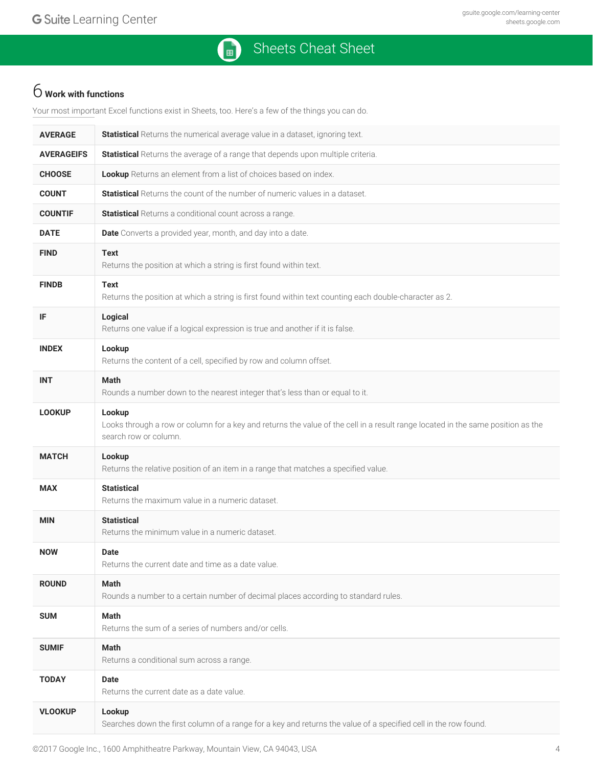## 6 Work with functions

Your most important Excel functions exist in Sheets, too. Here's a few of the things you can do.

| | |
|---|---|
| **AVERAGE** | **Statistical** Returns the numerical average value in a dataset, ignoring text. |
| **AVERAGEIFS** | **Statistical** Returns the average of a range that depends upon multiple criteria. |
| **CHOOSE** | **Lookup** Returns an element from a list of choices based on index. |
| **COUNT** | **Statistical** Returns the count of the number of numeric values in a dataset. |
| **COUNTIF** | **Statistical** Returns a conditional count across a range. |
| **DATE** | **Date** Converts a provided year, month, and day into a date. |
| **FIND** | **Text** Returns the position at which a string is first found within text. |
| **FINDB** | **Text** Returns the position at which a string is first found within text counting each double-character as 2. |
| **IF** | **Logical** Returns one value if a logical expression is true and another if it is false. |
| **INDEX** | **Lookup** Returns the content of a cell, specified by row and column offset. |
| **INT** | **Math** Rounds a number down to the nearest integer that's less than or equal to it. |
| **LOOKUP** | **Lookup** Looks through a row or column for a key and returns the value of the cell in a result range located in the same position as the search row or column. |
| **MATCH** | **Lookup** Returns the relative position of an item in a range that matches a specified value. |
| **MAX** | **Statistical** Returns the maximum value in a numeric dataset. |
| **MIN** | **Statistical** Returns the minimum value in a numeric dataset. |
| **NOW** | **Date** Returns the current date and time as a date value. |
| **ROUND** | **Math** Rounds a number to a certain number of decimal places according to standard rules. |
| **SUM** | **Math** Returns the sum of a series of numbers and/or cells. |
| **SUMIF** | **Math** Returns a conditional sum across a range. |
| **TODAY** | **Date** Returns the current date as a date value. |
| **VLOOKUP** | **Lookup** Searches down the first column of a range for a key and returns the value of a specified cell in the row found. |

©2017 Google Inc., 1600 Amphitheatre Parkway, Mountain View, CA 94043, USA